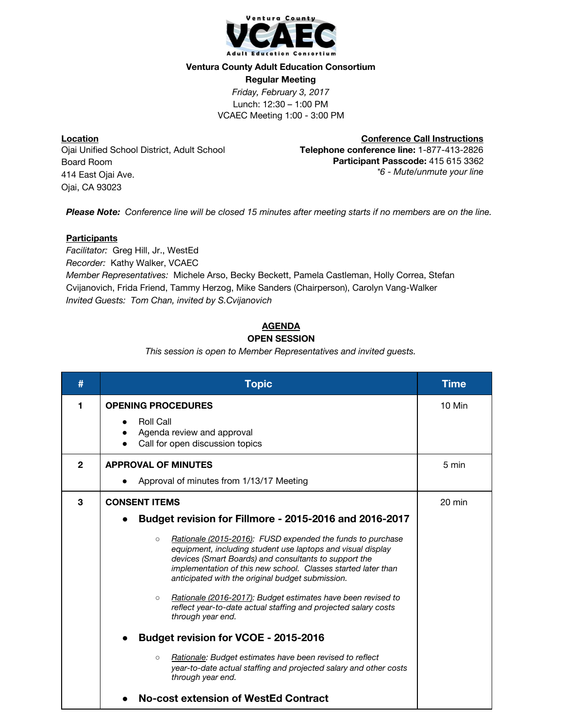**Ventura County Adult Education Consortium**

**Regular Meeting**

*Friday, February 3, 2017*

Lunch: 12:30 – 1:00 PM

VCAEC Meeting 1:00 - 3:00 PM

**Location**

Ojai Unified School District, Adult School
Board Room
414 East Ojai Ave.
Ojai, CA 93023

**Conference Call Instructions**

**Telephone conference line:** 1-877-413-2826
**Participant Passcode:** 415 615 3362
*\*6 - Mute/unmute your line*

***Please Note:*** *Conference line will be closed 15 minutes after meeting starts if no members are on the line.*

**Participants**

*Facilitator:* Greg Hill, Jr., WestEd
*Recorder:* Kathy Walker, VCAEC
*Member Representatives:* Michele Arso, Becky Beckett, Pamela Castleman, Holly Correa, Stefan Cvijanovich, Frida Friend, Tammy Herzog, Mike Sanders (Chairperson), Carolyn Vang-Walker
*Invited Guests: Tom Chan, invited by S.Cvijanovich*

## AGENDA

### OPEN SESSION

*This session is open to Member Representatives and invited guests.*

| # | Topic | Time |
|---|---|---|
| 1 | **OPENING PROCEDURES**<br>• Roll Call<br>• Agenda review and approval<br>• Call for open discussion topics | 10 Min |
| 2 | **APPROVAL OF MINUTES**<br>• Approval of minutes from 1/13/17 Meeting | 5 min |
| 3 | **CONSENT ITEMS**<br>• **Budget revision for Fillmore - 2015-2016 and 2016-2017**<br>○ *Rationale (2015-2016): FUSD expended the funds to purchase equipment, including student use laptops and visual display devices (Smart Boards) and consultants to support the implementation of this new school. Classes started later than anticipated with the original budget submission.*<br>○ *Rationale (2016-2017): Budget estimates have been revised to reflect year-to-date actual staffing and projected salary costs through year end.*<br>• **Budget revision for VCOE - 2015-2016**<br>○ *Rationale: Budget estimates have been revised to reflect year-to-date actual staffing and projected salary and other costs through year end.*<br>• **No-cost extension of WestEd Contract** | 20 min |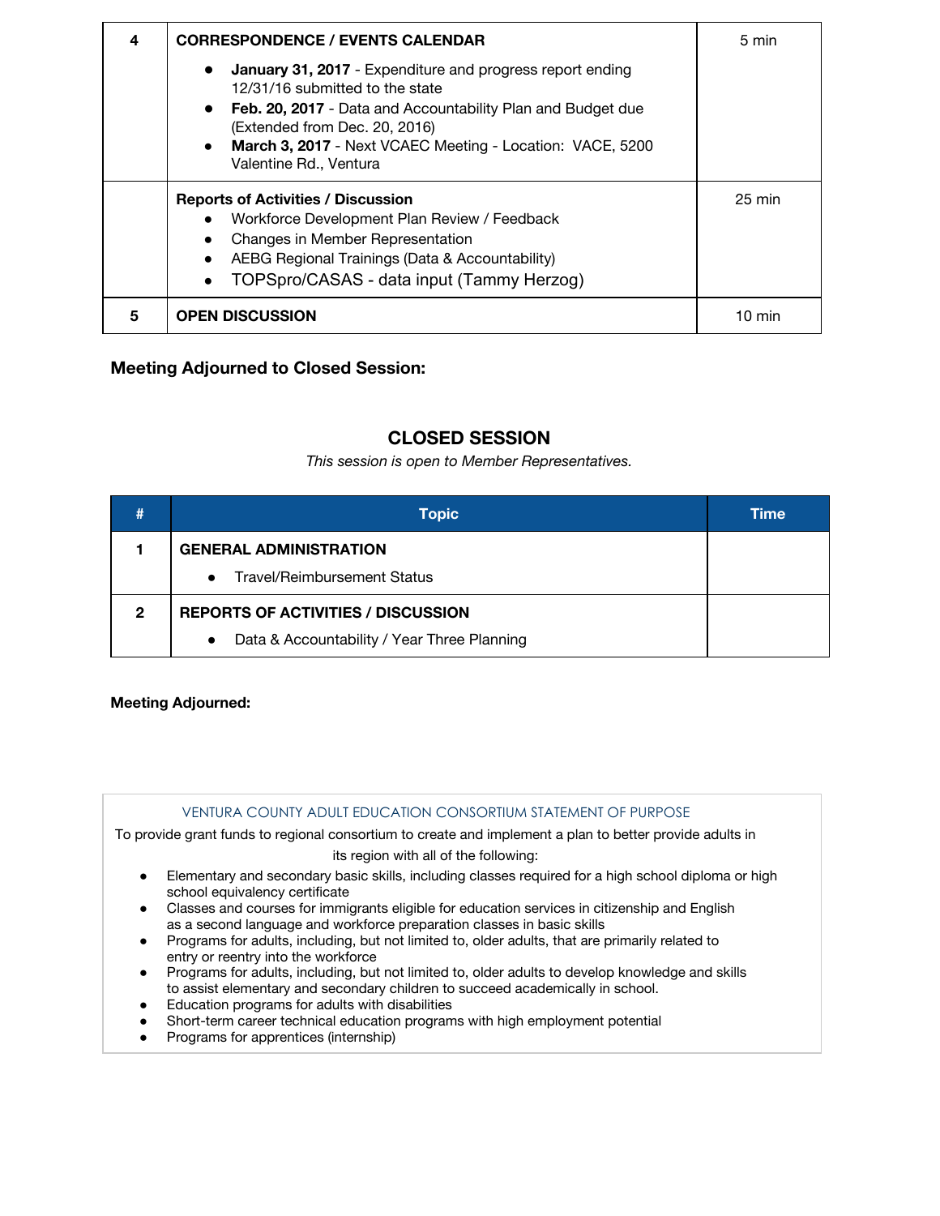| | | |
|---|---|---|
| 4 | **CORRESPONDENCE / EVENTS CALENDAR**<br>• **January 31, 2017** - Expenditure and progress report ending 12/31/16 submitted to the state<br>• **Feb. 20, 2017** - Data and Accountability Plan and Budget due (Extended from Dec. 20, 2016)<br>• **March 3, 2017** - Next VCAEC Meeting - Location: VACE, 5200 Valentine Rd., Ventura | 5 min |
| | **Reports of Activities / Discussion**<br>• Workforce Development Plan Review / Feedback<br>• Changes in Member Representation<br>• AEBG Regional Trainings (Data & Accountability)<br>• TOPSpro/CASAS - data input (Tammy Herzog) | 25 min |
| 5 | **OPEN DISCUSSION** | 10 min |

**Meeting Adjourned to Closed Session:**

## CLOSED SESSION

*This session is open to Member Representatives.*

| # | Topic | Time |
|---|---|---|
| 1 | **GENERAL ADMINISTRATION**<br>• Travel/Reimbursement Status | |
| 2 | **REPORTS OF ACTIVITIES / DISCUSSION**<br>• Data & Accountability / Year Three Planning | |

**Meeting Adjourned:**

VENTURA COUNTY ADULT EDUCATION CONSORTIUM STATEMENT OF PURPOSE

To provide grant funds to regional consortium to create and implement a plan to better provide adults in its region with all of the following:

- Elementary and secondary basic skills, including classes required for a high school diploma or high school equivalency certificate
- Classes and courses for immigrants eligible for education services in citizenship and English as a second language and workforce preparation classes in basic skills
- Programs for adults, including, but not limited to, older adults, that are primarily related to entry or reentry into the workforce
- Programs for adults, including, but not limited to, older adults to develop knowledge and skills to assist elementary and secondary children to succeed academically in school.
- Education programs for adults with disabilities
- Short-term career technical education programs with high employment potential
- Programs for apprentices (internship)